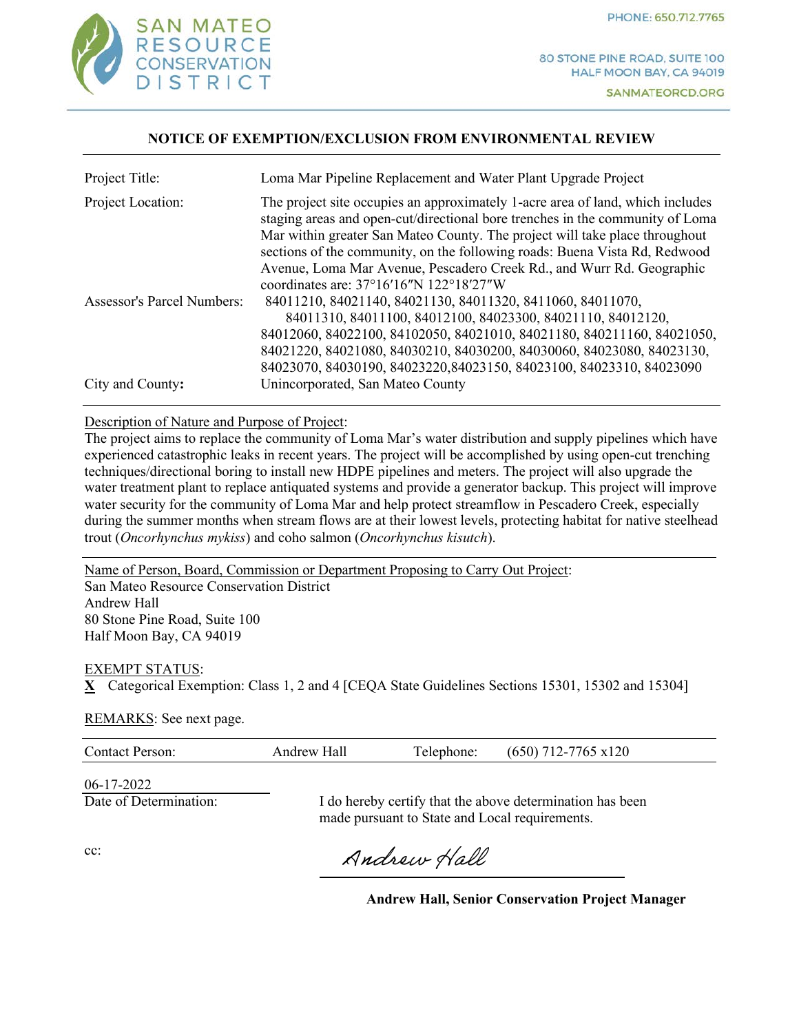SAN MATEO RESOURCE CONSERVATION DISTRICT

PHONE: 650.712.7765

80 STONE PINE ROAD, SUITE 100
HALF MOON BAY, CA 94019

SANMATEORCD.ORG

## NOTICE OF EXEMPTION/EXCLUSION FROM ENVIRONMENTAL REVIEW

| | |
|---|---|
| Project Title: | Loma Mar Pipeline Replacement and Water Plant Upgrade Project |
| Project Location: | The project site occupies an approximately 1-acre area of land, which includes staging areas and open-cut/directional bore trenches in the community of Loma Mar within greater San Mateo County. The project will take place throughout sections of the community, on the following roads: Buena Vista Rd, Redwood Avenue, Loma Mar Avenue, Pescadero Creek Rd., and Wurr Rd. Geographic coordinates are: 37°16′16″N 122°18′27″W |
| Assessor's Parcel Numbers: | 84011210, 84021140, 84021130, 84011320, 8411060, 84011070, 84011310, 84011100, 84012100, 84023300, 84021110, 84012120, 84012060, 84022100, 84102050, 84021010, 84021180, 840211160, 84021050, 84021220, 84021080, 84030210, 84030200, 84030060, 84023080, 84023130, 84023070, 84030190, 84023220,84023150, 84023100, 84023310, 84023090 |
| City and County**:** | Unincorporated, San Mateo County |

Description of Nature and Purpose of Project:
The project aims to replace the community of Loma Mar's water distribution and supply pipelines which have experienced catastrophic leaks in recent years. The project will be accomplished by using open-cut trenching techniques/directional boring to install new HDPE pipelines and meters. The project will also upgrade the water treatment plant to replace antiquated systems and provide a generator backup. This project will improve water security for the community of Loma Mar and help protect streamflow in Pescadero Creek, especially during the summer months when stream flows are at their lowest levels, protecting habitat for native steelhead trout (*Oncorhynchus mykiss*) and coho salmon (*Oncorhynchus kisutch*).

Name of Person, Board, Commission or Department Proposing to Carry Out Project:
San Mateo Resource Conservation District
Andrew Hall
80 Stone Pine Road, Suite 100
Half Moon Bay, CA 94019

EXEMPT STATUS:
**X** Categorical Exemption: Class 1, 2 and 4 [CEQA State Guidelines Sections 15301, 15302 and 15304]

REMARKS: See next page.

| Contact Person: | Andrew Hall | Telephone: | (650) 712-7765 x120 |
|---|---|---|---|

06-17-2022
Date of Determination:

I do hereby certify that the above determination has been made pursuant to State and Local requirements.

cc:

*Andrew Hall*

**Andrew Hall, Senior Conservation Project Manager**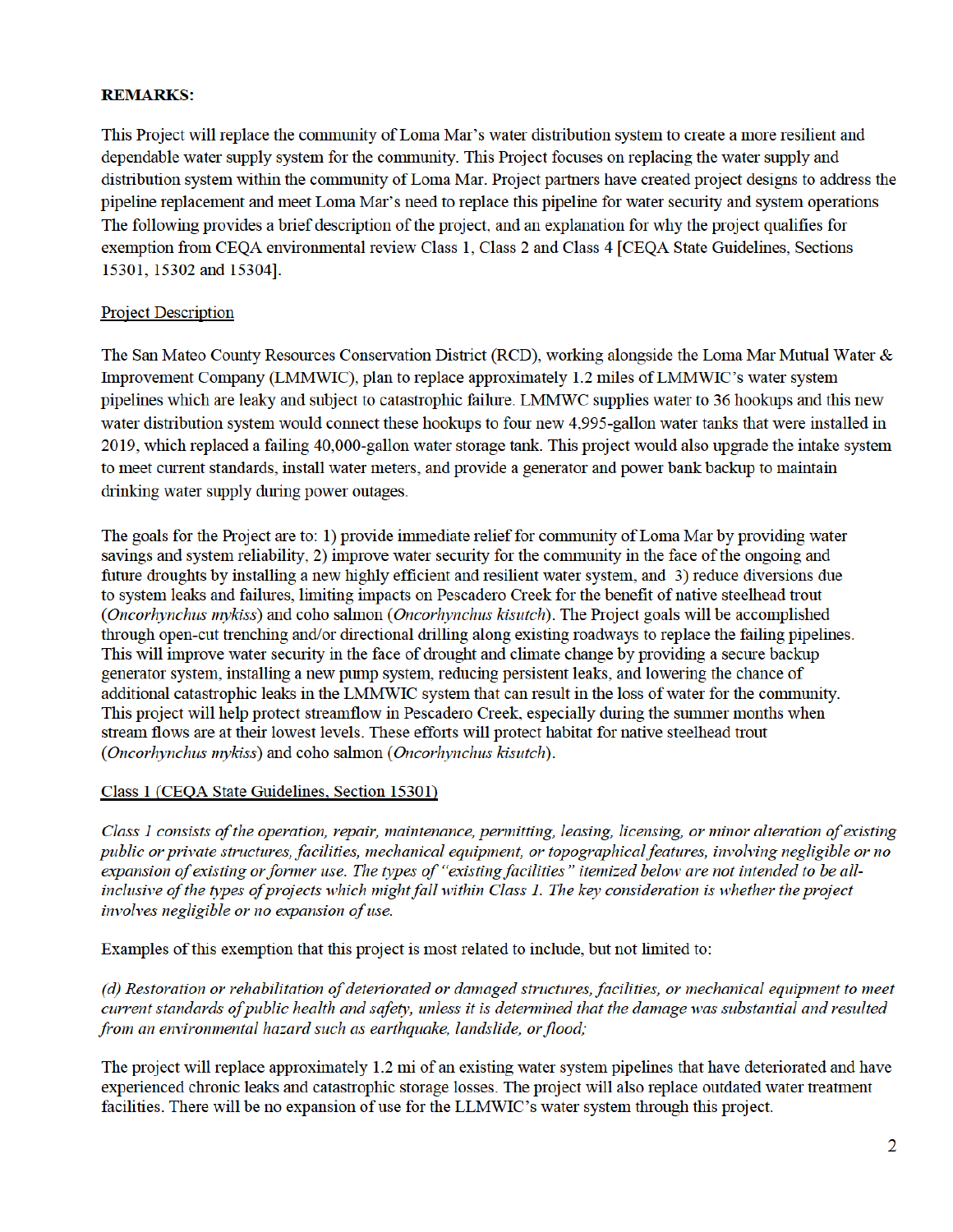**REMARKS:**

This Project will replace the community of Loma Mar's water distribution system to create a more resilient and dependable water supply system for the community. This Project focuses on replacing the water supply and distribution system within the community of Loma Mar. Project partners have created project designs to address the pipeline replacement and meet Loma Mar's need to replace this pipeline for water security and system operations The following provides a brief description of the project, and an explanation for why the project qualifies for exemption from CEQA environmental review Class 1, Class 2 and Class 4 [CEQA State Guidelines, Sections 15301, 15302 and 15304].

<u>Project Description</u>

The San Mateo County Resources Conservation District (RCD), working alongside the Loma Mar Mutual Water & Improvement Company (LMMWIC), plan to replace approximately 1.2 miles of LMMWIC's water system pipelines which are leaky and subject to catastrophic failure. LMMWC supplies water to 36 hookups and this new water distribution system would connect these hookups to four new 4,995-gallon water tanks that were installed in 2019, which replaced a failing 40,000-gallon water storage tank. This project would also upgrade the intake system to meet current standards, install water meters, and provide a generator and power bank backup to maintain drinking water supply during power outages.

The goals for the Project are to: 1) provide immediate relief for community of Loma Mar by providing water savings and system reliability, 2) improve water security for the community in the face of the ongoing and future droughts by installing a new highly efficient and resilient water system, and 3) reduce diversions due to system leaks and failures, limiting impacts on Pescadero Creek for the benefit of native steelhead trout (*Oncorhynchus mykiss*) and coho salmon (*Oncorhynchus kisutch*). The Project goals will be accomplished through open-cut trenching and/or directional drilling along existing roadways to replace the failing pipelines. This will improve water security in the face of drought and climate change by providing a secure backup generator system, installing a new pump system, reducing persistent leaks, and lowering the chance of additional catastrophic leaks in the LMMWIC system that can result in the loss of water for the community. This project will help protect streamflow in Pescadero Creek, especially during the summer months when stream flows are at their lowest levels. These efforts will protect habitat for native steelhead trout (*Oncorhynchus mykiss*) and coho salmon (*Oncorhynchus kisutch*).

<u>Class 1 (CEQA State Guidelines, Section 15301)</u>

*Class 1 consists of the operation, repair, maintenance, permitting, leasing, licensing, or minor alteration of existing public or private structures, facilities, mechanical equipment, or topographical features, involving negligible or no expansion of existing or former use. The types of "existing facilities" itemized below are not intended to be all-inclusive of the types of projects which might fall within Class 1. The key consideration is whether the project involves negligible or no expansion of use.*

Examples of this exemption that this project is most related to include, but not limited to:

*(d) Restoration or rehabilitation of deteriorated or damaged structures, facilities, or mechanical equipment to meet current standards of public health and safety, unless it is determined that the damage was substantial and resulted from an environmental hazard such as earthquake, landslide, or flood;*

The project will replace approximately 1.2 mi of an existing water system pipelines that have deteriorated and have experienced chronic leaks and catastrophic storage losses. The project will also replace outdated water treatment facilities. There will be no expansion of use for the LLMWIC's water system through this project.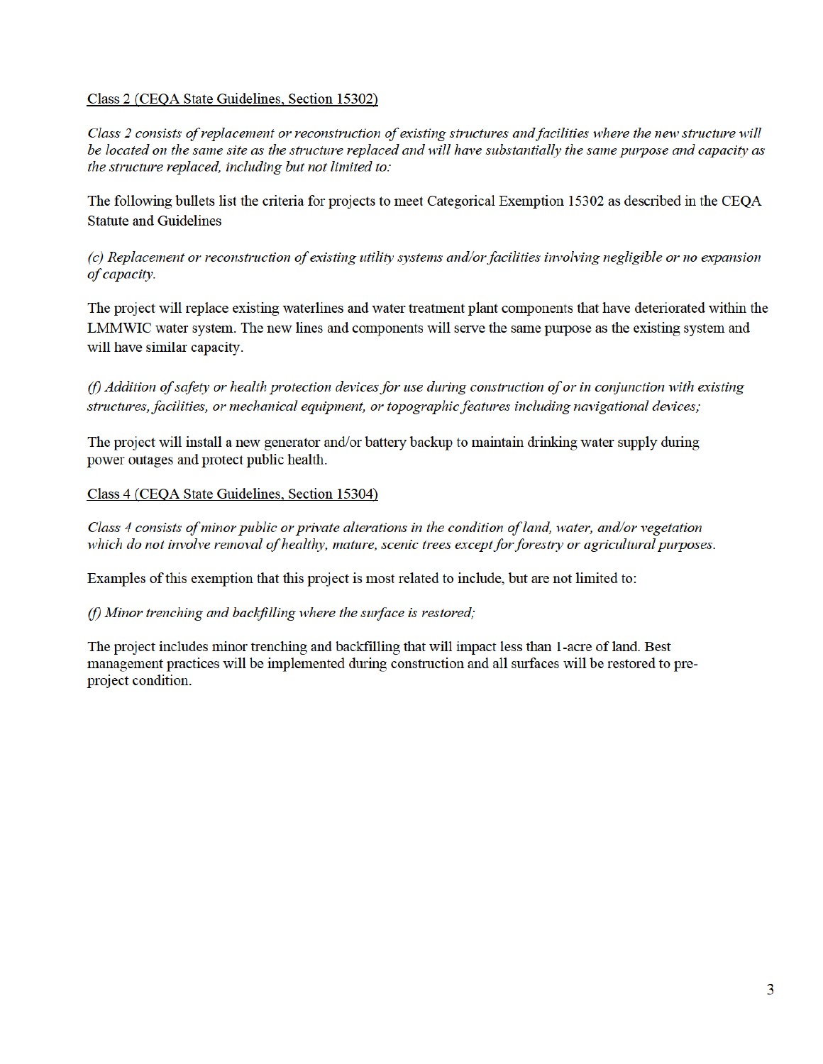Class 2 (CEQA State Guidelines, Section 15302)

*Class 2 consists of replacement or reconstruction of existing structures and facilities where the new structure will be located on the same site as the structure replaced and will have substantially the same purpose and capacity as the structure replaced, including but not limited to:*

The following bullets list the criteria for projects to meet Categorical Exemption 15302 as described in the CEQA Statute and Guidelines

*(c) Replacement or reconstruction of existing utility systems and/or facilities involving negligible or no expansion of capacity.*

The project will replace existing waterlines and water treatment plant components that have deteriorated within the LMMWIC water system. The new lines and components will serve the same purpose as the existing system and will have similar capacity.

*(f) Addition of safety or health protection devices for use during construction of or in conjunction with existing structures, facilities, or mechanical equipment, or topographic features including navigational devices;*

The project will install a new generator and/or battery backup to maintain drinking water supply during power outages and protect public health.

Class 4 (CEQA State Guidelines, Section 15304)

*Class 4 consists of minor public or private alterations in the condition of land, water, and/or vegetation which do not involve removal of healthy, mature, scenic trees except for forestry or agricultural purposes.*

Examples of this exemption that this project is most related to include, but are not limited to:

*(f) Minor trenching and backfilling where the surface is restored;*

The project includes minor trenching and backfilling that will impact less than 1-acre of land. Best management practices will be implemented during construction and all surfaces will be restored to pre-project condition.